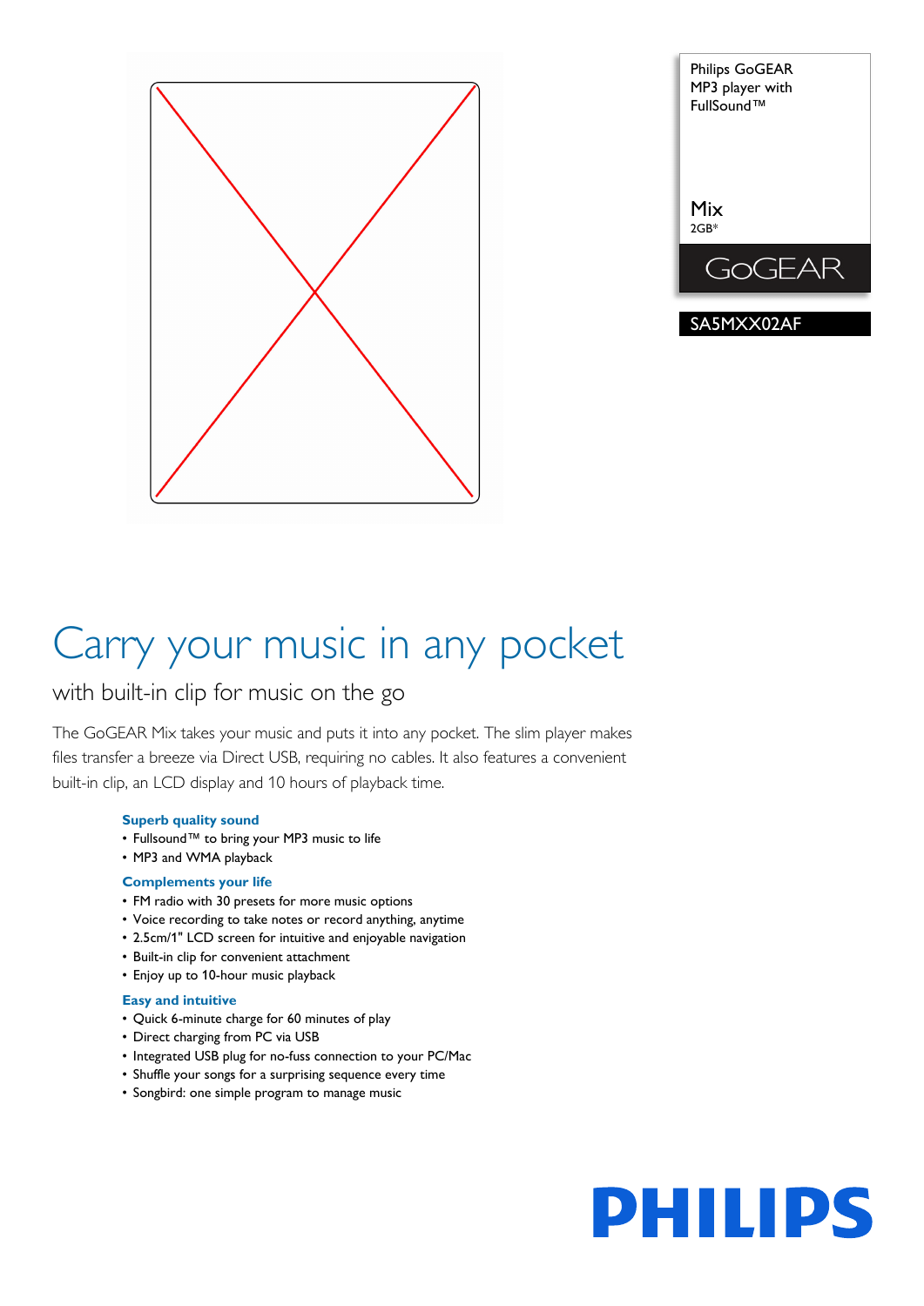Philips GoGEAR MP3 player with FullSound™

Mix
2GB*

GoGEAR

SA5MXX02AF

# Carry your music in any pocket

## with built-in clip for music on the go

The GoGEAR Mix takes your music and puts it into any pocket. The slim player makes files transfer a breeze via Direct USB, requiring no cables. It also features a convenient built-in clip, an LCD display and 10 hours of playback time.

### Superb quality sound

- Fullsound™ to bring your MP3 music to life
- MP3 and WMA playback

### Complements your life

- FM radio with 30 presets for more music options
- Voice recording to take notes or record anything, anytime
- 2.5cm/1" LCD screen for intuitive and enjoyable navigation
- Built-in clip for convenient attachment
- Enjoy up to 10-hour music playback

### Easy and intuitive

- Quick 6-minute charge for 60 minutes of play
- Direct charging from PC via USB
- Integrated USB plug for no-fuss connection to your PC/Mac
- Shuffle your songs for a surprising sequence every time
- Songbird: one simple program to manage music

PHILIPS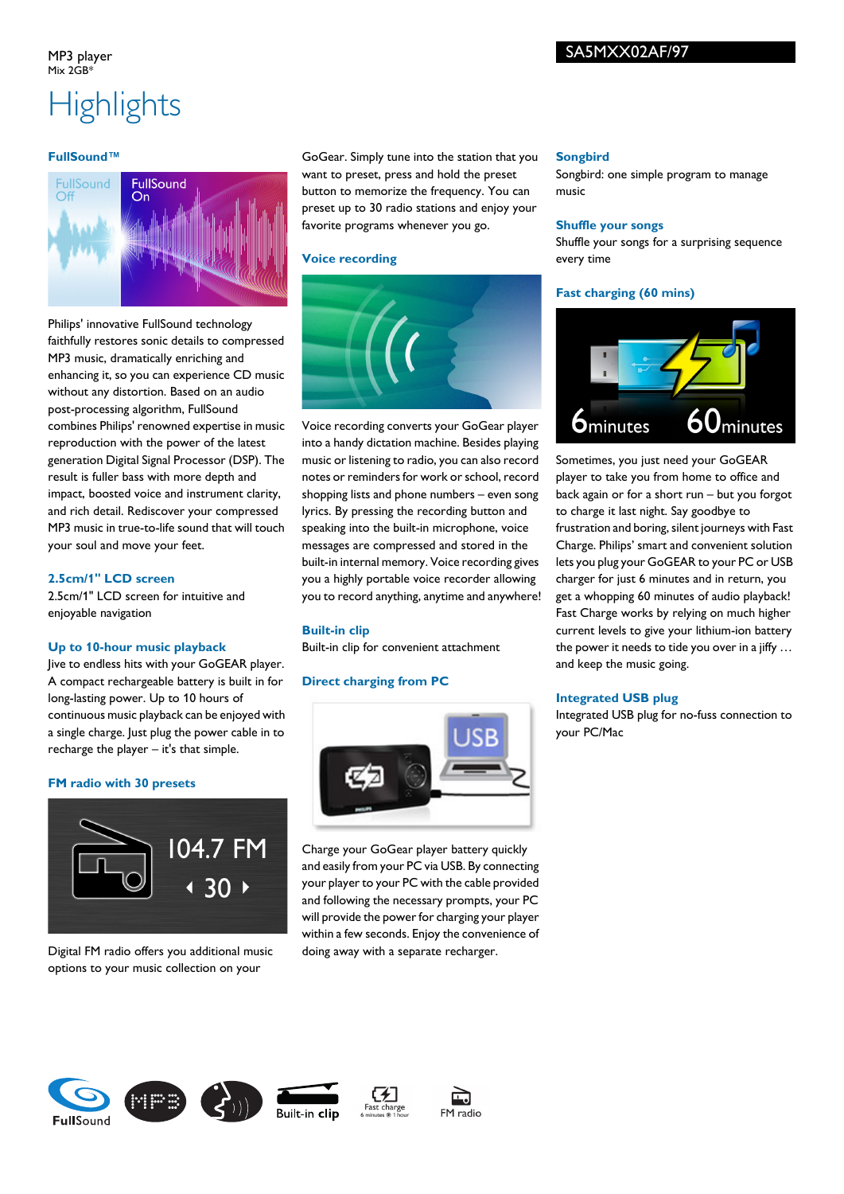MP3 player
Mix 2GB*

SA5MXX02AF/97

# Highlights

### FullSound™

Philips' innovative FullSound technology faithfully restores sonic details to compressed MP3 music, dramatically enriching and enhancing it, so you can experience CD music without any distortion. Based on an audio post-processing algorithm, FullSound combines Philips' renowned expertise in music reproduction with the power of the latest generation Digital Signal Processor (DSP). The result is fuller bass with more depth and impact, boosted voice and instrument clarity, and rich detail. Rediscover your compressed MP3 music in true-to-life sound that will touch your soul and move your feet.

### 2.5cm/1" LCD screen

2.5cm/1" LCD screen for intuitive and enjoyable navigation

### Up to 10-hour music playback

Jive to endless hits with your GoGEAR player. A compact rechargeable battery is built in for long-lasting power. Up to 10 hours of continuous music playback can be enjoyed with a single charge. Just plug the power cable in to recharge the player – it's that simple.

### FM radio with 30 presets

Digital FM radio offers you additional music options to your music collection on your GoGear. Simply tune into the station that you want to preset, press and hold the preset button to memorize the frequency. You can preset up to 30 radio stations and enjoy your favorite programs whenever you go.

### Voice recording

Voice recording converts your GoGear player into a handy dictation machine. Besides playing music or listening to radio, you can also record notes or reminders for work or school, record shopping lists and phone numbers – even song lyrics. By pressing the recording button and speaking into the built-in microphone, voice messages are compressed and stored in the built-in internal memory. Voice recording gives you a highly portable voice recorder allowing you to record anything, anytime and anywhere!

### Built-in clip

Built-in clip for convenient attachment

### Direct charging from PC

Charge your GoGear player battery quickly and easily from your PC via USB. By connecting your player to your PC with the cable provided and following the necessary prompts, your PC will provide the power for charging your player within a few seconds. Enjoy the convenience of doing away with a separate recharger.

### Songbird

Songbird: one simple program to manage music

### Shuffle your songs

Shuffle your songs for a surprising sequence every time

### Fast charging (60 mins)

Sometimes, you just need your GoGEAR player to take you from home to office and back again or for a short run – but you forgot to charge it last night. Say goodbye to frustration and boring, silent journeys with Fast Charge. Philips' smart and convenient solution lets you plug your GoGEAR to your PC or USB charger for just 6 minutes and in return, you get a whopping 60 minutes of audio playback! Fast Charge works by relying on much higher current levels to give your lithium-ion battery the power it needs to tide you over in a jiffy … and keep the music going.

### Integrated USB plug

Integrated USB plug for no-fuss connection to your PC/Mac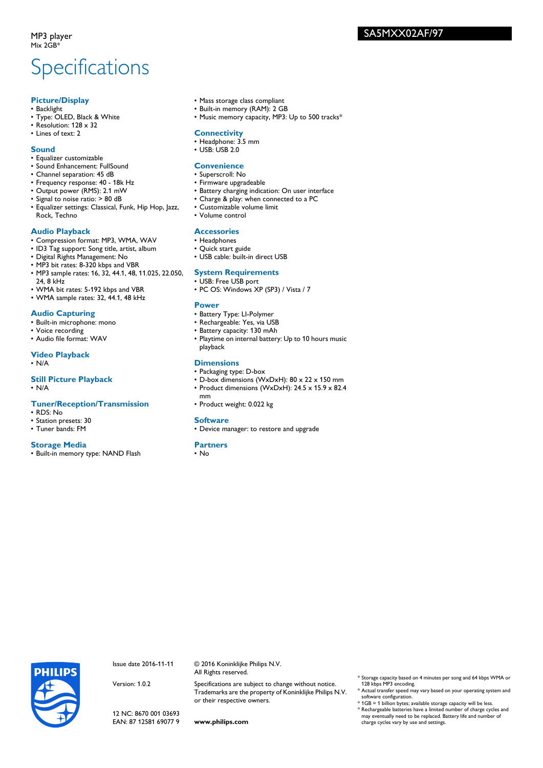MP3 player
Mix 2GB*

SA5MXX02AF/97

# Specifications

### Picture/Display
- Backlight
- Type: OLED, Black & White
- Resolution: 128 x 32
- Lines of text: 2

### Sound
- Equalizer customizable
- Sound Enhancement: FullSound
- Channel separation: 45 dB
- Frequency response: 40 - 18k Hz
- Output power (RMS): 2.1 mW
- Signal to noise ratio: > 80 dB
- Equalizer settings: Classical, Funk, Hip Hop, Jazz, Rock, Techno

### Audio Playback
- Compression format: MP3, WMA, WAV
- ID3 Tag support: Song title, artist, album
- Digital Rights Management: No
- MP3 bit rates: 8-320 kbps and VBR
- MP3 sample rates: 16, 32, 44.1, 48, 11.025, 22.050, 24, 8 kHz
- WMA bit rates: 5-192 kbps and VBR
- WMA sample rates: 32, 44.1, 48 kHz

### Audio Capturing
- Built-in microphone: mono
- Voice recording
- Audio file format: WAV

### Video Playback
- N/A

### Still Picture Playback
- N/A

### Tuner/Reception/Transmission
- RDS: No
- Station presets: 30
- Tuner bands: FM

### Storage Media
- Built-in memory type: NAND Flash
- Mass storage class compliant
- Built-in memory (RAM): 2 GB
- Music memory capacity, MP3: Up to 500 tracks*

### Connectivity
- Headphone: 3.5 mm
- USB: USB 2.0

### Convenience
- Superscroll: No
- Firmware upgradeable
- Battery charging indication: On user interface
- Charge & play: when connected to a PC
- Customizable volume limit
- Volume control

### Accessories
- Headphones
- Quick start guide
- USB cable: built-in direct USB

### System Requirements
- USB: Free USB port
- PC OS: Windows XP (SP3) / Vista / 7

### Power
- Battery Type: LI-Polymer
- Rechargeable: Yes, via USB
- Battery capacity: 130 mAh
- Playtime on internal battery: Up to 10 hours music playback

### Dimensions
- Packaging type: D-box
- D-box dimensions (WxDxH): 80 x 22 x 150 mm
- Product dimensions (WxDxH): 24.5 x 15.9 x 82.4 mm
- Product weight: 0.022 kg

### Software
- Device manager: to restore and upgrade

### Partners
- No

Issue date 2016-11-11

Version: 1.0.2

12 NC: 8670 001 03693
EAN: 87 12581 69077 9

© 2016 Koninklijke Philips N.V.
All Rights reserved.

Specifications are subject to change without notice. Trademarks are the property of Koninklijke Philips N.V. or their respective owners.

**www.philips.com**

* Storage capacity based on 4 minutes per song and 64 kbps WMA or 128 kbps MP3 encoding.
* Actual transfer speed may vary based on your operating system and software configuration.
* 1GB = 1 billion bytes; available storage capacity will be less.
* Rechargeable batteries have a limited number of charge cycles and may eventually need to be replaced. Battery life and number of charge cycles vary by use and settings.